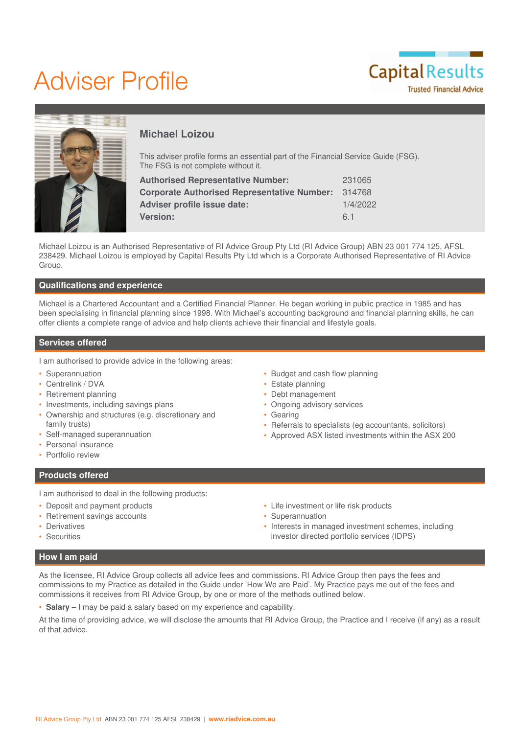# Adviser Profile

Capital Results
Trusted Financial Advice

## Michael Loizou

This adviser profile forms an essential part of the Financial Service Guide (FSG). The FSG is not complete without it.

| | |
|---|---|
| **Authorised Representative Number:** | 231065 |
| **Corporate Authorised Representative Number:** | 314768 |
| **Adviser profile issue date:** | 1/4/2022 |
| **Version:** | 6.1 |

Michael Loizou is an Authorised Representative of RI Advice Group Pty Ltd (RI Advice Group) ABN 23 001 774 125, AFSL 238429. Michael Loizou is employed by Capital Results Pty Ltd which is a Corporate Authorised Representative of RI Advice Group.

## Qualifications and experience

Michael is a Chartered Accountant and a Certified Financial Planner. He began working in public practice in 1985 and has been specialising in financial planning since 1998. With Michael's accounting background and financial planning skills, he can offer clients a complete range of advice and help clients achieve their financial and lifestyle goals.

## Services offered

I am authorised to provide advice in the following areas:

- Superannuation
- Centrelink / DVA
- Retirement planning
- Investments, including savings plans
- Ownership and structures (e.g. discretionary and family trusts)
- Self-managed superannuation
- Personal insurance
- Portfolio review
- Budget and cash flow planning
- Estate planning
- Debt management
- Ongoing advisory services
- Gearing
- Referrals to specialists (eg accountants, solicitors)
- Approved ASX listed investments within the ASX 200

## Products offered

I am authorised to deal in the following products:

- Deposit and payment products
- Retirement savings accounts
- Derivatives
- Securities
- Life investment or life risk products
- Superannuation
- Interests in managed investment schemes, including investor directed portfolio services (IDPS)

## How I am paid

As the licensee, RI Advice Group collects all advice fees and commissions. RI Advice Group then pays the fees and commissions to my Practice as detailed in the Guide under 'How We are Paid'. My Practice pays me out of the fees and commissions it receives from RI Advice Group, by one or more of the methods outlined below.

- **Salary** – I may be paid a salary based on my experience and capability.

At the time of providing advice, we will disclose the amounts that RI Advice Group, the Practice and I receive (if any) as a result of that advice.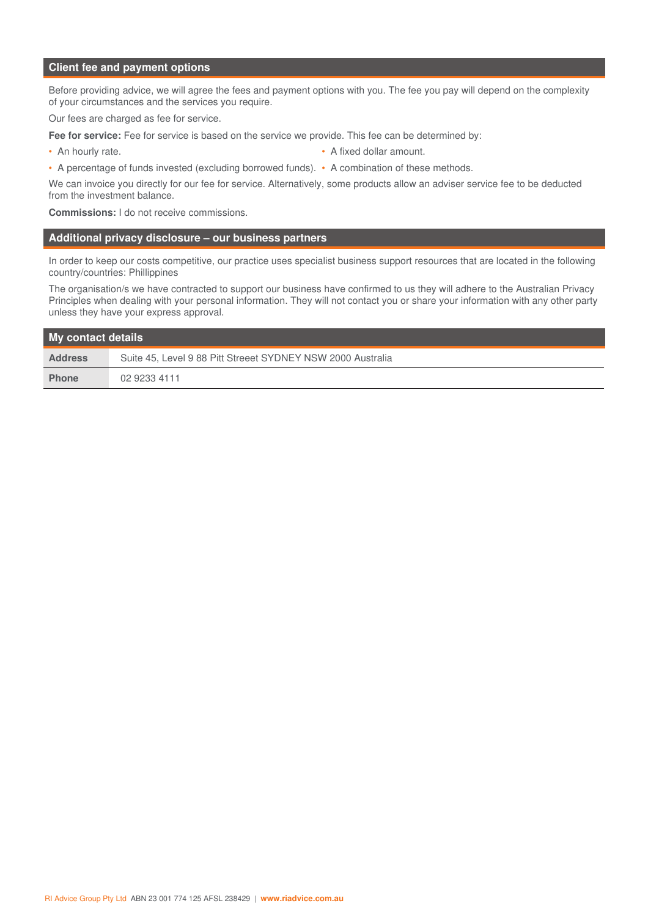## Client fee and payment options

Before providing advice, we will agree the fees and payment options with you. The fee you pay will depend on the complexity of your circumstances and the services you require.

Our fees are charged as fee for service.

**Fee for service:** Fee for service is based on the service we provide. This fee can be determined by:

- An hourly rate.
- A fixed dollar amount.
- A percentage of funds invested (excluding borrowed funds).
- A combination of these methods.

We can invoice you directly for our fee for service. Alternatively, some products allow an adviser service fee to be deducted from the investment balance.

**Commissions:** I do not receive commissions.

## Additional privacy disclosure – our business partners

In order to keep our costs competitive, our practice uses specialist business support resources that are located in the following country/countries: Phillippines

The organisation/s we have contracted to support our business have confirmed to us they will adhere to the Australian Privacy Principles when dealing with your personal information. They will not contact you or share your information with any other party unless they have your express approval.

## My contact details

| | |
|---|---|
| **Address** | Suite 45, Level 9 88 Pitt Streeet SYDNEY NSW 2000 Australia |
| **Phone** | 02 9233 4111 |

RI Advice Group Pty Ltd ABN 23 001 774 125 AFSL 238429 | **www.riadvice.com.au**